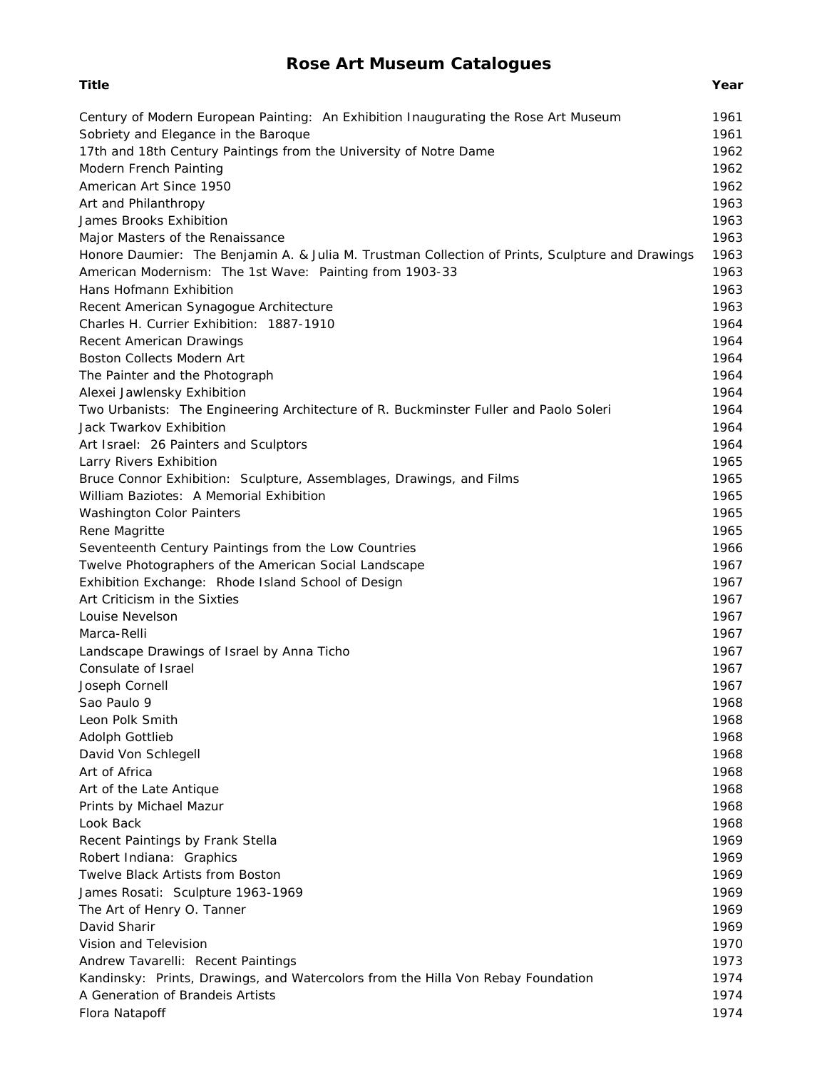# Rose Art Museum Catalogues

| Title | Year |
|---|---|
| Century of Modern European Painting: An Exhibition Inaugurating the Rose Art Museum | 1961 |
| Sobriety and Elegance in the Baroque | 1961 |
| 17th and 18th Century Paintings from the University of Notre Dame | 1962 |
| Modern French Painting | 1962 |
| American Art Since 1950 | 1962 |
| Art and Philanthropy | 1963 |
| James Brooks Exhibition | 1963 |
| Major Masters of the Renaissance | 1963 |
| Honore Daumier: The Benjamin A. & Julia M. Trustman Collection of Prints, Sculpture and Drawings | 1963 |
| American Modernism: The 1st Wave: Painting from 1903-33 | 1963 |
| Hans Hofmann Exhibition | 1963 |
| Recent American Synagogue Architecture | 1963 |
| Charles H. Currier Exhibition: 1887-1910 | 1964 |
| Recent American Drawings | 1964 |
| Boston Collects Modern Art | 1964 |
| The Painter and the Photograph | 1964 |
| Alexei Jawlensky Exhibition | 1964 |
| Two Urbanists: The Engineering Architecture of R. Buckminster Fuller and Paolo Soleri | 1964 |
| Jack Twarkov Exhibition | 1964 |
| Art Israel: 26 Painters and Sculptors | 1964 |
| Larry Rivers Exhibition | 1965 |
| Bruce Connor Exhibition: Sculpture, Assemblages, Drawings, and Films | 1965 |
| William Baziotes: A Memorial Exhibition | 1965 |
| Washington Color Painters | 1965 |
| Rene Magritte | 1965 |
| Seventeenth Century Paintings from the Low Countries | 1966 |
| Twelve Photographers of the American Social Landscape | 1967 |
| Exhibition Exchange: Rhode Island School of Design | 1967 |
| Art Criticism in the Sixties | 1967 |
| Louise Nevelson | 1967 |
| Marca-Relli | 1967 |
| Landscape Drawings of Israel by Anna Ticho | 1967 |
| Consulate of Israel | 1967 |
| Joseph Cornell | 1967 |
| Sao Paulo 9 | 1968 |
| Leon Polk Smith | 1968 |
| Adolph Gottlieb | 1968 |
| David Von Schlegell | 1968 |
| Art of Africa | 1968 |
| Art of the Late Antique | 1968 |
| Prints by Michael Mazur | 1968 |
| Look Back | 1968 |
| Recent Paintings by Frank Stella | 1969 |
| Robert Indiana: Graphics | 1969 |
| Twelve Black Artists from Boston | 1969 |
| James Rosati: Sculpture 1963-1969 | 1969 |
| The Art of Henry O. Tanner | 1969 |
| David Sharir | 1969 |
| Vision and Television | 1970 |
| Andrew Tavarelli: Recent Paintings | 1973 |
| Kandinsky: Prints, Drawings, and Watercolors from the Hilla Von Rebay Foundation | 1974 |
| A Generation of Brandeis Artists | 1974 |
| Flora Natapoff | 1974 |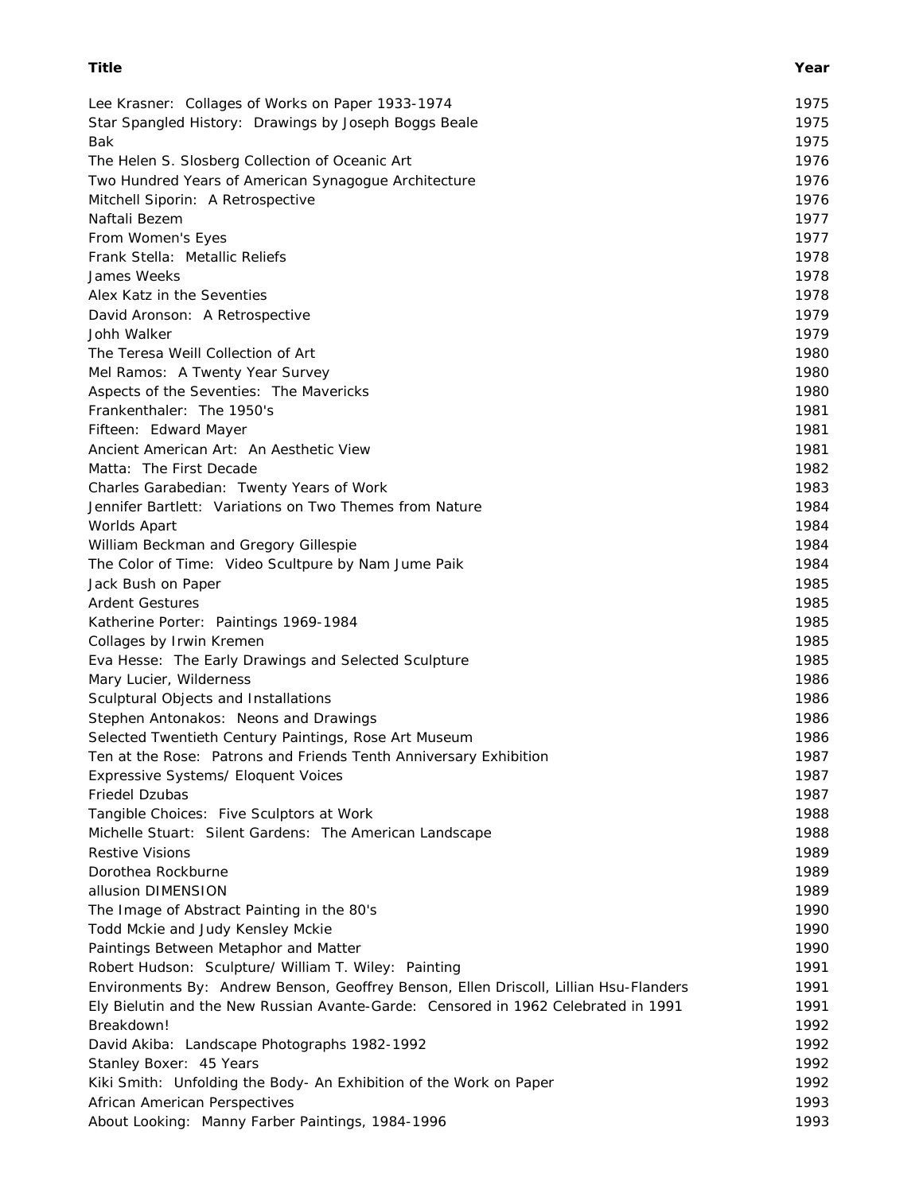| Title | Year |
|---|---|
| Lee Krasner: Collages of Works on Paper 1933-1974 | 1975 |
| Star Spangled History: Drawings by Joseph Boggs Beale | 1975 |
| Bak | 1975 |
| The Helen S. Slosberg Collection of Oceanic Art | 1976 |
| Two Hundred Years of American Synagogue Architecture | 1976 |
| Mitchell Siporin: A Retrospective | 1976 |
| Naftali Bezem | 1977 |
| From Women's Eyes | 1977 |
| Frank Stella: Metallic Reliefs | 1978 |
| James Weeks | 1978 |
| Alex Katz in the Seventies | 1978 |
| David Aronson: A Retrospective | 1979 |
| Johh Walker | 1979 |
| The Teresa Weill Collection of Art | 1980 |
| Mel Ramos: A Twenty Year Survey | 1980 |
| Aspects of the Seventies: The Mavericks | 1980 |
| Frankenthaler: The 1950's | 1981 |
| Fifteen: Edward Mayer | 1981 |
| Ancient American Art: An Aesthetic View | 1981 |
| Matta: The First Decade | 1982 |
| Charles Garabedian: Twenty Years of Work | 1983 |
| Jennifer Bartlett: Variations on Two Themes from Nature | 1984 |
| Worlds Apart | 1984 |
| William Beckman and Gregory Gillespie | 1984 |
| The Color of Time: Video Scultpure by Nam Jume Paik | 1984 |
| Jack Bush on Paper | 1985 |
| Ardent Gestures | 1985 |
| Katherine Porter: Paintings 1969-1984 | 1985 |
| Collages by Irwin Kremen | 1985 |
| Eva Hesse: The Early Drawings and Selected Sculpture | 1985 |
| Mary Lucier, Wilderness | 1986 |
| Sculptural Objects and Installations | 1986 |
| Stephen Antonakos: Neons and Drawings | 1986 |
| Selected Twentieth Century Paintings, Rose Art Museum | 1986 |
| Ten at the Rose: Patrons and Friends Tenth Anniversary Exhibition | 1987 |
| Expressive Systems/ Eloquent Voices | 1987 |
| Friedel Dzubas | 1987 |
| Tangible Choices: Five Sculptors at Work | 1988 |
| Michelle Stuart: Silent Gardens: The American Landscape | 1988 |
| Restive Visions | 1989 |
| Dorothea Rockburne | 1989 |
| allusion DIMENSION | 1989 |
| The Image of Abstract Painting in the 80's | 1990 |
| Todd Mckie and Judy Kensley Mckie | 1990 |
| Paintings Between Metaphor and Matter | 1990 |
| Robert Hudson: Sculpture/ William T. Wiley: Painting | 1991 |
| Environments By: Andrew Benson, Geoffrey Benson, Ellen Driscoll, Lillian Hsu-Flanders | 1991 |
| Ely Bielutin and the New Russian Avante-Garde: Censored in 1962 Celebrated in 1991 | 1991 |
| Breakdown! | 1992 |
| David Akiba: Landscape Photographs 1982-1992 | 1992 |
| Stanley Boxer: 45 Years | 1992 |
| Kiki Smith: Unfolding the Body- An Exhibition of the Work on Paper | 1992 |
| African American Perspectives | 1993 |
| About Looking: Manny Farber Paintings, 1984-1996 | 1993 |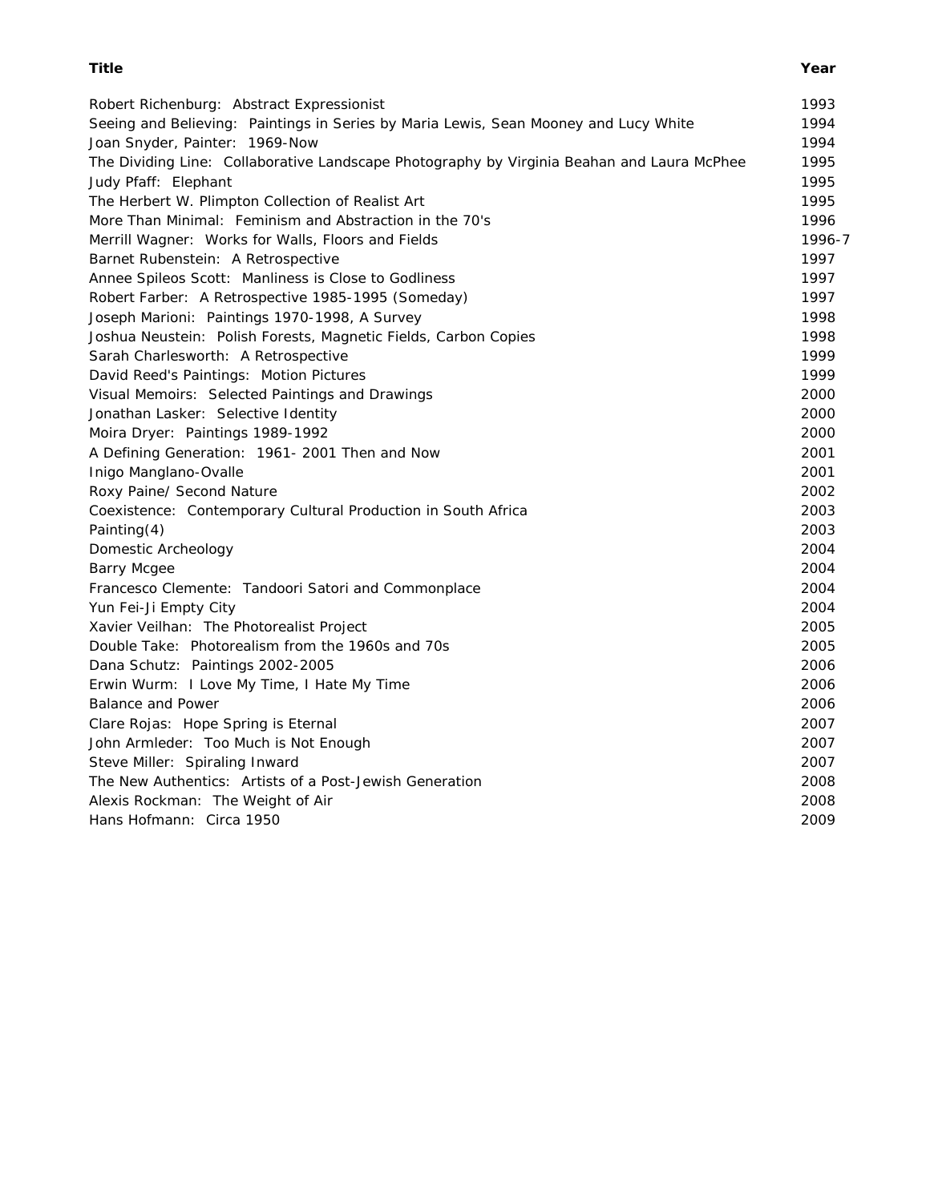| Title | Year |
| --- | --- |
| Robert Richenburg: Abstract Expressionist | 1993 |
| Seeing and Believing: Paintings in Series by Maria Lewis, Sean Mooney and Lucy White | 1994 |
| Joan Snyder, Painter: 1969-Now | 1994 |
| The Dividing Line: Collaborative Landscape Photography by Virginia Beahan and Laura McPhee | 1995 |
| Judy Pfaff: Elephant | 1995 |
| The Herbert W. Plimpton Collection of Realist Art | 1995 |
| More Than Minimal: Feminism and Abstraction in the 70's | 1996 |
| Merrill Wagner: Works for Walls, Floors and Fields | 1996-7 |
| Barnet Rubenstein: A Retrospective | 1997 |
| Annee Spileos Scott: Manliness is Close to Godliness | 1997 |
| Robert Farber: A Retrospective 1985-1995 (Someday) | 1997 |
| Joseph Marioni: Paintings 1970-1998, A Survey | 1998 |
| Joshua Neustein: Polish Forests, Magnetic Fields, Carbon Copies | 1998 |
| Sarah Charlesworth: A Retrospective | 1999 |
| David Reed's Paintings: Motion Pictures | 1999 |
| Visual Memoirs: Selected Paintings and Drawings | 2000 |
| Jonathan Lasker: Selective Identity | 2000 |
| Moira Dryer: Paintings 1989-1992 | 2000 |
| A Defining Generation: 1961- 2001 Then and Now | 2001 |
| Inigo Manglano-Ovalle | 2001 |
| Roxy Paine/ Second Nature | 2002 |
| Coexistence: Contemporary Cultural Production in South Africa | 2003 |
| Painting(4) | 2003 |
| Domestic Archeology | 2004 |
| Barry Mcgee | 2004 |
| Francesco Clemente: Tandoori Satori and Commonplace | 2004 |
| Yun Fei-Ji Empty City | 2004 |
| Xavier Veilhan: The Photorealist Project | 2005 |
| Double Take: Photorealism from the 1960s and 70s | 2005 |
| Dana Schutz: Paintings 2002-2005 | 2006 |
| Erwin Wurm: I Love My Time, I Hate My Time | 2006 |
| Balance and Power | 2006 |
| Clare Rojas: Hope Spring is Eternal | 2007 |
| John Armleder: Too Much is Not Enough | 2007 |
| Steve Miller: Spiraling Inward | 2007 |
| The New Authentics: Artists of a Post-Jewish Generation | 2008 |
| Alexis Rockman: The Weight of Air | 2008 |
| Hans Hofmann: Circa 1950 | 2009 |